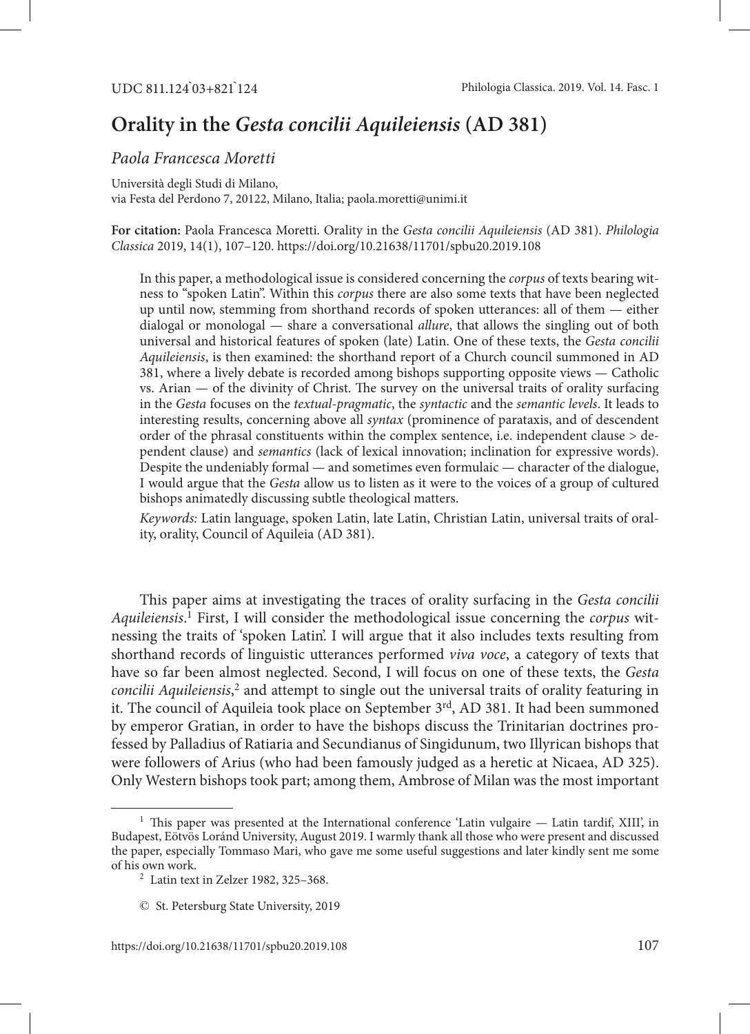UDC 811.124`03+821`124

# Orality in the *Gesta concilii Aquileiensis* (AD 381)

*Paola Francesca Moretti*

Università degli Studi di Milano,
via Festa del Perdono 7, 20122, Milano, Italia; paola.moretti@unimi.it

**For citation:** Paola Francesca Moretti. Orality in the *Gesta concilii Aquileiensis* (AD 381). *Philologia Classica* 2019, 14(1), 107–120. https://doi.org/10.21638/11701/spbu20.2019.108

In this paper, a methodological issue is considered concerning the *corpus* of texts bearing witness to "spoken Latin". Within this *corpus* there are also some texts that have been neglected up until now, stemming from shorthand records of spoken utterances: all of them — either dialogal or monologal — share a conversational *allure*, that allows the singling out of both universal and historical features of spoken (late) Latin. One of these texts, the *Gesta concilii Aquileiensis*, is then examined: the shorthand report of a Church council summoned in AD 381, where a lively debate is recorded among bishops supporting opposite views — Catholic vs. Arian — of the divinity of Christ. The survey on the universal traits of orality surfacing in the *Gesta* focuses on the *textual-pragmatic*, the *syntactic* and the *semantic levels*. It leads to interesting results, concerning above all *syntax* (prominence of parataxis, and of descendent order of the phrasal constituents within the complex sentence, i.e. independent clause > dependent clause) and *semantics* (lack of lexical innovation; inclination for expressive words). Despite the undeniably formal — and sometimes even formulaic — character of the dialogue, I would argue that the *Gesta* allow us to listen as it were to the voices of a group of cultured bishops animatedly discussing subtle theological matters.

*Keywords:* Latin language, spoken Latin, late Latin, Christian Latin, universal traits of orality, orality, Council of Aquileia (AD 381).

This paper aims at investigating the traces of orality surfacing in the *Gesta concilii Aquileiensis*.[1] First, I will consider the methodological issue concerning the *corpus* witnessing the traits of 'spoken Latin'. I will argue that it also includes texts resulting from shorthand records of linguistic utterances performed *viva voce*, a category of texts that have so far been almost neglected. Second, I will focus on one of these texts, the *Gesta concilii Aquileiensis*,[2] and attempt to single out the universal traits of orality featuring in it. The council of Aquileia took place on September 3rd, AD 381. It had been summoned by emperor Gratian, in order to have the bishops discuss the Trinitarian doctrines professed by Palladius of Ratiaria and Secundianus of Singidunum, two Illyrican bishops that were followers of Arius (who had been famously judged as a heretic at Nicaea, AD 325). Only Western bishops took part; among them, Ambrose of Milan was the most important

[1] This paper was presented at the International conference 'Latin vulgaire — Latin tardif, XIII', in Budapest, Eötvös Loránd University, August 2019. I warmly thank all those who were present and discussed the paper, especially Tommaso Mari, who gave me some useful suggestions and later kindly sent me some of his own work.

[2] Latin text in Zelzer 1982, 325–368.

© St. Petersburg State University, 2019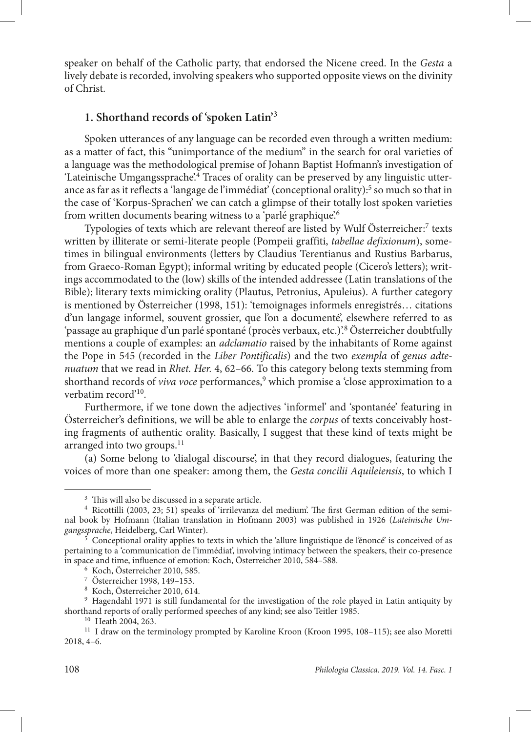speaker on behalf of the Catholic party, that endorsed the Nicene creed. In the *Gesta* a lively debate is recorded, involving speakers who supported opposite views on the divinity of Christ.

## 1. Shorthand records of 'spoken Latin'[3]

Spoken utterances of any language can be recorded even through a written medium: as a matter of fact, this "unimportance of the medium" in the search for oral varieties of a language was the methodological premise of Johann Baptist Hofmann's investigation of 'Lateinische Umgangssprache'.[4] Traces of orality can be preserved by any linguistic utterance as far as it reflects a 'langage de l'immédiat' (conceptional orality):[5] so much so that in the case of 'Korpus-Sprachen' we can catch a glimpse of their totally lost spoken varieties from written documents bearing witness to a 'parlé graphique'.[6]

Typologies of texts which are relevant thereof are listed by Wulf Österreicher:[7] texts written by illiterate or semi-literate people (Pompeii graffiti, *tabellae defixionum*), sometimes in bilingual environments (letters by Claudius Terentianus and Rustius Barbarus, from Graeco-Roman Egypt); informal writing by educated people (Cicero's letters); writings accommodated to the (low) skills of the intended addressee (Latin translations of the Bible); literary texts mimicking orality (Plautus, Petronius, Apuleius). A further category is mentioned by Österreicher (1998, 151): 'temoignages informels enregistrés… citations d'un langage informel, souvent grossier, que l'on a documenté', elsewhere referred to as 'passage au graphique d'un parlé spontané (procès verbaux, etc.)'.[8] Österreicher doubtfully mentions a couple of examples: an *adclamatio* raised by the inhabitants of Rome against the Pope in 545 (recorded in the *Liber Pontificalis*) and the two *exempla* of *genus adtenuatum* that we read in *Rhet. Her.* 4, 62–66. To this category belong texts stemming from shorthand records of *viva voce* performances,[9] which promise a 'close approximation to a verbatim record'[10].

Furthermore, if we tone down the adjectives 'informel' and 'spontanée' featuring in Österreicher's definitions, we will be able to enlarge the *corpus* of texts conceivably hosting fragments of authentic orality. Basically, I suggest that these kind of texts might be arranged into two groups.[11]

(a) Some belong to 'dialogal discourse', in that they record dialogues, featuring the voices of more than one speaker: among them, the *Gesta concilii Aquileiensis*, to which I

---

[3] This will also be discussed in a separate article.

[4] Ricottilli (2003, 23; 51) speaks of 'irrilevanza del medium'. The first German edition of the seminal book by Hofmann (Italian translation in Hofmann 2003) was published in 1926 (*Lateinische Umgangssprache*, Heidelberg, Carl Winter).

[5] Conceptional orality applies to texts in which the 'allure linguistique de l'énoncé' is conceived of as pertaining to a 'communication de l'immédiat', involving intimacy between the speakers, their co-presence in space and time, influence of emotion: Koch, Österreicher 2010, 584–588.

[6] Koch, Österreicher 2010, 585.

[7] Österreicher 1998, 149–153.

[8] Koch, Österreicher 2010, 614.

[9] Hagendahl 1971 is still fundamental for the investigation of the role played in Latin antiquity by shorthand reports of orally performed speeches of any kind; see also Teitler 1985.

[10] Heath 2004, 263.

[11] I draw on the terminology prompted by Karoline Kroon (Kroon 1995, 108–115); see also Moretti 2018, 4–6.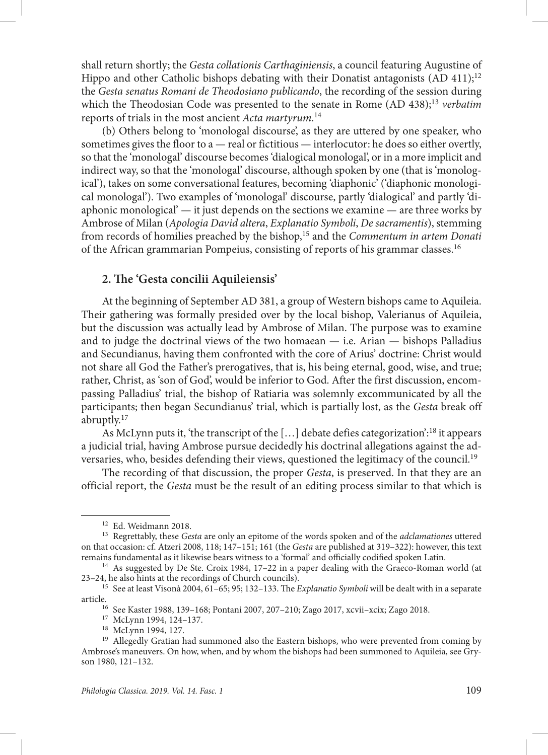shall return shortly; the *Gesta collationis Carthaginiensis*, a council featuring Augustine of Hippo and other Catholic bishops debating with their Donatist antagonists (AD 411);[12] the *Gesta senatus Romani de Theodosiano publicando*, the recording of the session during which the Theodosian Code was presented to the senate in Rome (AD 438);[13] *verbatim* reports of trials in the most ancient *Acta martyrum*.[14]

(b) Others belong to 'monologal discourse', as they are uttered by one speaker, who sometimes gives the floor to a — real or fictitious — interlocutor: he does so either overtly, so that the 'monologal' discourse becomes 'dialogical monologal', or in a more implicit and indirect way, so that the 'monologal' discourse, although spoken by one (that is 'monological'), takes on some conversational features, becoming 'diaphonic' ('diaphonic monological monologal'). Two examples of 'monologal' discourse, partly 'dialogical' and partly 'diaphonic monological' — it just depends on the sections we examine — are three works by Ambrose of Milan (*Apologia David altera*, *Explanatio Symboli*, *De sacramentis*), stemming from records of homilies preached by the bishop,[15] and the *Commentum in artem Donati* of the African grammarian Pompeius, consisting of reports of his grammar classes.[16]

## 2. The 'Gesta concilii Aquileiensis'

At the beginning of September AD 381, a group of Western bishops came to Aquileia. Their gathering was formally presided over by the local bishop, Valerianus of Aquileia, but the discussion was actually lead by Ambrose of Milan. The purpose was to examine and to judge the doctrinal views of the two homaean — i.e. Arian — bishops Palladius and Secundianus, having them confronted with the core of Arius' doctrine: Christ would not share all God the Father's prerogatives, that is, his being eternal, good, wise, and true; rather, Christ, as 'son of God', would be inferior to God. After the first discussion, encompassing Palladius' trial, the bishop of Ratiaria was solemnly excommunicated by all the participants; then began Secundianus' trial, which is partially lost, as the *Gesta* break off abruptly.[17]

As McLynn puts it, 'the transcript of the […] debate defies categorization':[18] it appears a judicial trial, having Ambrose pursue decidedly his doctrinal allegations against the adversaries, who, besides defending their views, questioned the legitimacy of the council.[19]

The recording of that discussion, the proper *Gesta*, is preserved. In that they are an official report, the *Gesta* must be the result of an editing process similar to that which is

---

[12] Ed. Weidmann 2018.

[13] Regrettably, these *Gesta* are only an epitome of the words spoken and of the *adclamationes* uttered on that occasion: cf. Atzeri 2008, 118; 147–151; 161 (the *Gesta* are published at 319–322): however, this text remains fundamental as it likewise bears witness to a 'formal' and officially codified spoken Latin.

[14] As suggested by De Ste. Croix 1984, 17–22 in a paper dealing with the Graeco-Roman world (at 23–24, he also hints at the recordings of Church councils).

[15] See at least Visonà 2004, 61–65; 95; 132–133. The *Explanatio Symboli* will be dealt with in a separate article.

[16] See Kaster 1988, 139–168; Pontani 2007, 207–210; Zago 2017, xcvii–xcix; Zago 2018.

[17] McLynn 1994, 124–137.

[18] McLynn 1994, 127.

[19] Allegedly Gratian had summoned also the Eastern bishops, who were prevented from coming by Ambrose's maneuvers. On how, when, and by whom the bishops had been summoned to Aquileia, see Gryson 1980, 121–132.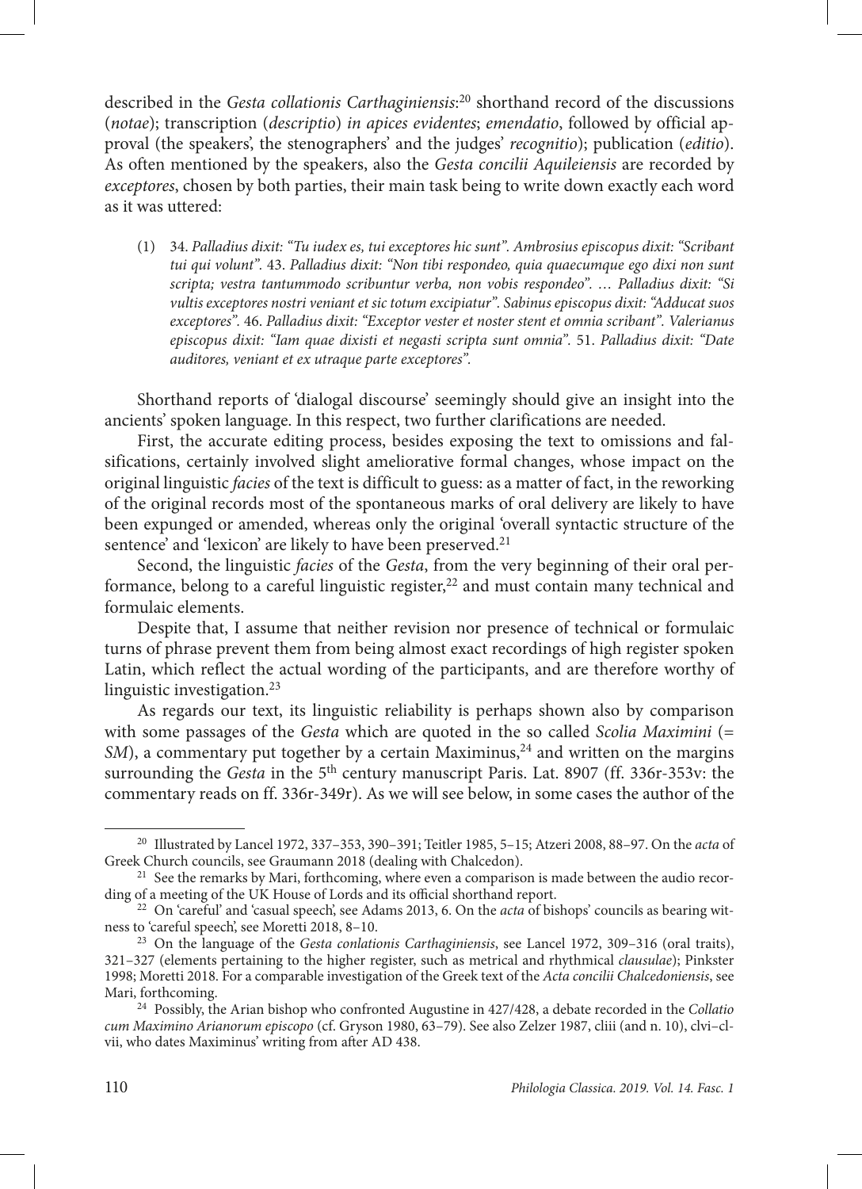described in the *Gesta collationis Carthaginiensis*:[20] shorthand record of the discussions (*notae*); transcription (*descriptio*) *in apices evidentes*; *emendatio*, followed by official approval (the speakers', the stenographers' and the judges' *recognitio*); publication (*editio*). As often mentioned by the speakers, also the *Gesta concilii Aquileiensis* are recorded by *exceptores*, chosen by both parties, their main task being to write down exactly each word as it was uttered:

> (1) 34. *Palladius dixit: "Tu iudex es, tui exceptores hic sunt". Ambrosius episcopus dixit: "Scribant tui qui volunt".* 43. *Palladius dixit: "Non tibi respondeo, quia quaecumque ego dixi non sunt scripta; vestra tantummodo scribuntur verba, non vobis respondeo". … Palladius dixit: "Si vultis exceptores nostri veniant et sic totum excipiatur". Sabinus episcopus dixit: "Adducat suos exceptores".* 46. *Palladius dixit: "Exceptor vester et noster stent et omnia scribant". Valerianus episcopus dixit: "Iam quae dixisti et negasti scripta sunt omnia".* 51. *Palladius dixit: "Date auditores, veniant et ex utraque parte exceptores".*

Shorthand reports of 'dialogal discourse' seemingly should give an insight into the ancients' spoken language. In this respect, two further clarifications are needed.

First, the accurate editing process, besides exposing the text to omissions and falsifications, certainly involved slight ameliorative formal changes, whose impact on the original linguistic *facies* of the text is difficult to guess: as a matter of fact, in the reworking of the original records most of the spontaneous marks of oral delivery are likely to have been expunged or amended, whereas only the original 'overall syntactic structure of the sentence' and 'lexicon' are likely to have been preserved.[21]

Second, the linguistic *facies* of the *Gesta*, from the very beginning of their oral performance, belong to a careful linguistic register,[22] and must contain many technical and formulaic elements.

Despite that, I assume that neither revision nor presence of technical or formulaic turns of phrase prevent them from being almost exact recordings of high register spoken Latin, which reflect the actual wording of the participants, and are therefore worthy of linguistic investigation.[23]

As regards our text, its linguistic reliability is perhaps shown also by comparison with some passages of the *Gesta* which are quoted in the so called *Scolia Maximini* (= *SM*), a commentary put together by a certain Maximinus,[24] and written on the margins surrounding the *Gesta* in the 5th century manuscript Paris. Lat. 8907 (ff. 336r-353v: the commentary reads on ff. 336r-349r). As we will see below, in some cases the author of the

---

[20] Illustrated by Lancel 1972, 337–353, 390–391; Teitler 1985, 5–15; Atzeri 2008, 88–97. On the *acta* of Greek Church councils, see Graumann 2018 (dealing with Chalcedon).

[21] See the remarks by Mari, forthcoming, where even a comparison is made between the audio recording of a meeting of the UK House of Lords and its official shorthand report.

[22] On 'careful' and 'casual speech', see Adams 2013, 6. On the *acta* of bishops' councils as bearing witness to 'careful speech', see Moretti 2018, 8–10.

[23] On the language of the *Gesta conlationis Carthaginiensis*, see Lancel 1972, 309–316 (oral traits), 321–327 (elements pertaining to the higher register, such as metrical and rhythmical *clausulae*); Pinkster 1998; Moretti 2018. For a comparable investigation of the Greek text of the *Acta concilii Chalcedoniensis*, see Mari, forthcoming.

[24] Possibly, the Arian bishop who confronted Augustine in 427/428, a debate recorded in the *Collatio cum Maximino Arianorum episcopo* (cf. Gryson 1980, 63–79). See also Zelzer 1987, cliii (and n. 10), clvi–clvii, who dates Maximinus' writing from after AD 438.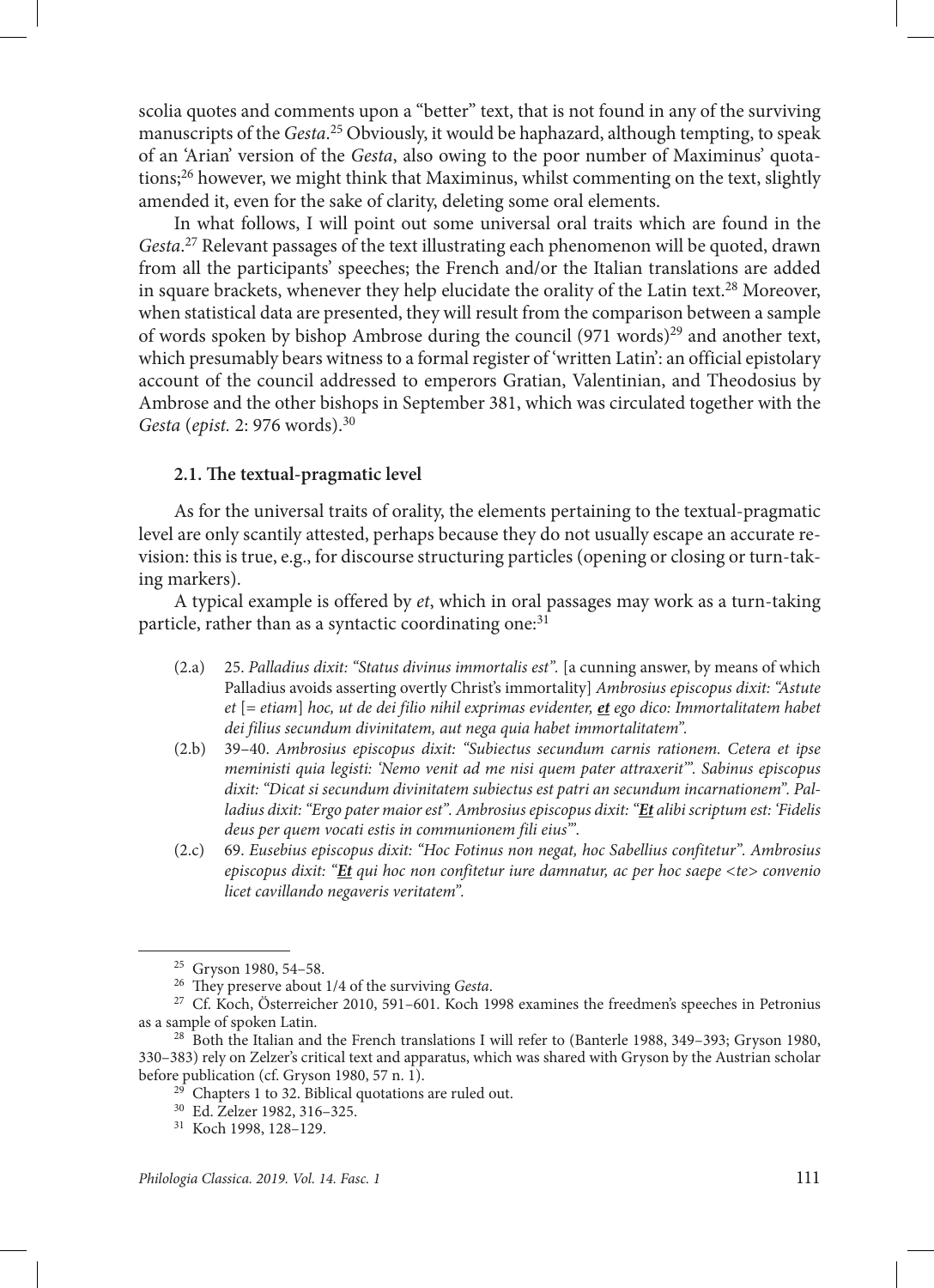scolia quotes and comments upon a "better" text, that is not found in any of the surviving manuscripts of the *Gesta*.[25] Obviously, it would be haphazard, although tempting, to speak of an 'Arian' version of the *Gesta*, also owing to the poor number of Maximinus' quotations;[26] however, we might think that Maximinus, whilst commenting on the text, slightly amended it, even for the sake of clarity, deleting some oral elements.

In what follows, I will point out some universal oral traits which are found in the *Gesta*.[27] Relevant passages of the text illustrating each phenomenon will be quoted, drawn from all the participants' speeches; the French and/or the Italian translations are added in square brackets, whenever they help elucidate the orality of the Latin text.[28] Moreover, when statistical data are presented, they will result from the comparison between a sample of words spoken by bishop Ambrose during the council (971 words)[29] and another text, which presumably bears witness to a formal register of 'written Latin': an official epistolary account of the council addressed to emperors Gratian, Valentinian, and Theodosius by Ambrose and the other bishops in September 381, which was circulated together with the *Gesta* (*epist.* 2: 976 words).[30]

### 2.1. The textual-pragmatic level

As for the universal traits of orality, the elements pertaining to the textual-pragmatic level are only scantily attested, perhaps because they do not usually escape an accurate revision: this is true, e.g., for discourse structuring particles (opening or closing or turn-taking markers).

A typical example is offered by *et*, which in oral passages may work as a turn-taking particle, rather than as a syntactic coordinating one:[31]

(2.a) 25. *Palladius dixit: "Status divinus immortalis est".* [a cunning answer, by means of which Palladius avoids asserting overtly Christ's immortality] *Ambrosius episcopus dixit: "Astute et* [= *etiam*] *hoc, ut de dei filio nihil exprimas evidenter,* ***<u>et</u>*** *ego dico: Immortalitatem habet dei filius secundum divinitatem, aut nega quia habet immortalitatem".*

(2.b) 39–40. *Ambrosius episcopus dixit: "Subiectus secundum carnis rationem. Cetera et ipse meministi quia legisti: 'Nemo venit ad me nisi quem pater attraxerit'". Sabinus episcopus dixit: "Dicat si secundum divinitatem subiectus est patri an secundum incarnationem". Palladius dixit: "Ergo pater maior est". Ambrosius episcopus dixit: "****<u>Et</u>**** alibi scriptum est: 'Fidelis deus per quem vocati estis in communionem fili eius'".*

(2.c) 69. *Eusebius episcopus dixit: "Hoc Fotinus non negat, hoc Sabellius confitetur". Ambrosius episcopus dixit: "****<u>Et</u>**** qui hoc non confitetur iure damnatur, ac per hoc saepe <te> convenio licet cavillando negaveris veritatem".*

---

[25] Gryson 1980, 54–58.

[26] They preserve about 1/4 of the surviving *Gesta*.

[27] Cf. Koch, Österreicher 2010, 591–601. Koch 1998 examines the freedmen's speeches in Petronius as a sample of spoken Latin.

[28] Both the Italian and the French translations I will refer to (Banterle 1988, 349–393; Gryson 1980, 330–383) rely on Zelzer's critical text and apparatus, which was shared with Gryson by the Austrian scholar before publication (cf. Gryson 1980, 57 n. 1).

[29] Chapters 1 to 32. Biblical quotations are ruled out.

[30] Ed. Zelzer 1982, 316–325.

[31] Koch 1998, 128–129.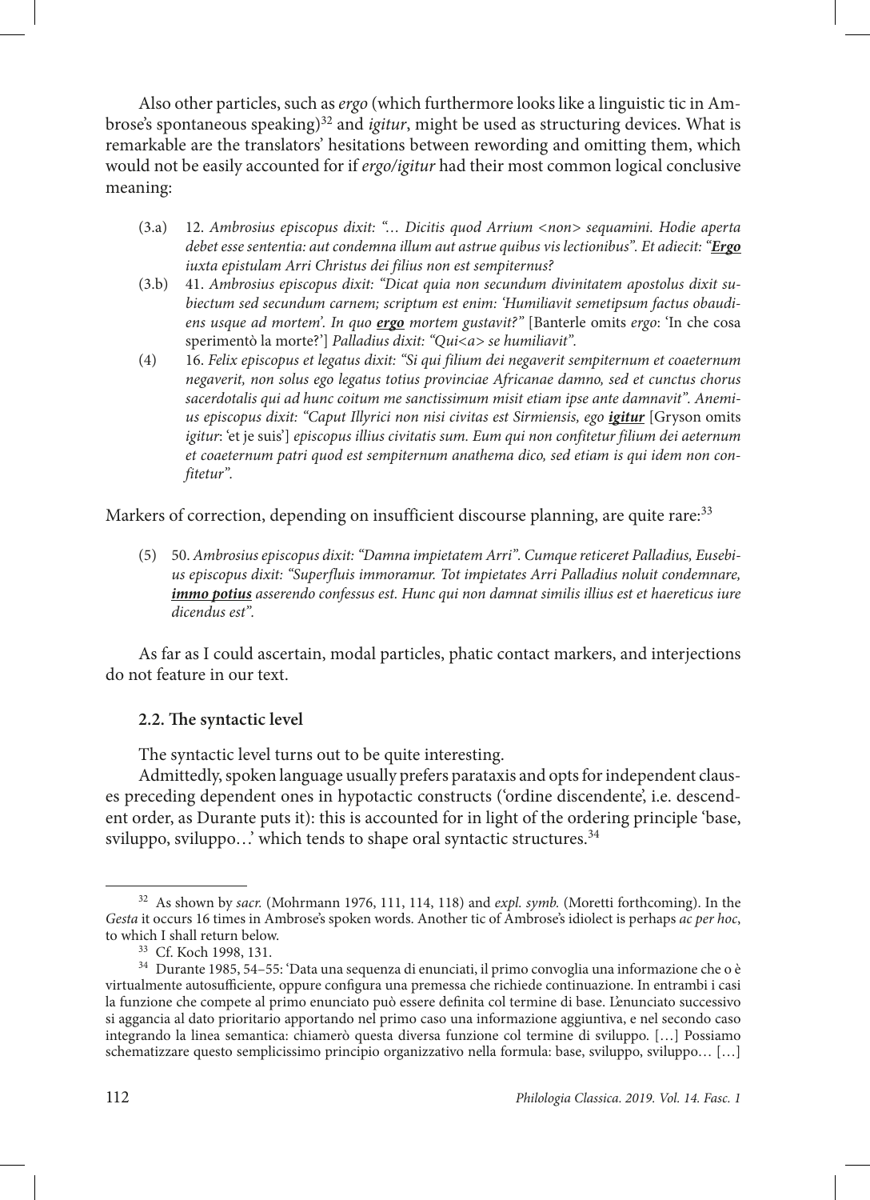Also other particles, such as *ergo* (which furthermore looks like a linguistic tic in Ambrose's spontaneous speaking)[32] and *igitur*, might be used as structuring devices. What is remarkable are the translators' hesitations between rewording and omitting them, which would not be easily accounted for if *ergo/igitur* had their most common logical conclusive meaning:

(3.a) 12. *Ambrosius episcopus dixit: "… Dicitis quod Arrium <non> sequamini. Hodie aperta debet esse sententia: aut condemna illum aut astrue quibus vis lectionibus". Et adiecit: "**Ergo** iuxta epistulam Arri Christus dei filius non est sempiternus?*

(3.b) 41. *Ambrosius episcopus dixit: "Dicat quia non secundum divinitatem apostolus dixit subiectum sed secundum carnem; scriptum est enim: 'Humiliavit semetipsum factus obaudiens usque ad mortem'. In quo **ergo** mortem gustavit?"* [Banterle omits *ergo*: 'In che cosa sperimentò la morte?'] *Palladius dixit: "Qui<a> se humiliavit".*

(4) 16. *Felix episcopus et legatus dixit: "Si qui filium dei negaverit sempiternum et coaeternum negaverit, non solus ego legatus totius provinciae Africanae damno, sed et cunctus chorus sacerdotalis qui ad hunc coitum me sanctissimum misit etiam ipse ante damnavit". Anemius episcopus dixit: "Caput Illyrici non nisi civitas est Sirmiensis, ego **igitur*** [Gryson omits *igitur*: 'et je suis'] *episcopus illius civitatis sum. Eum qui non confitetur filium dei aeternum et coaeternum patri quod est sempiternum anathema dico, sed etiam is qui idem non confitetur".*

Markers of correction, depending on insufficient discourse planning, are quite rare:[33]

(5) 50. *Ambrosius episcopus dixit: "Damna impietatem Arri". Cumque reticeret Palladius, Eusebius episcopus dixit: "Superfluis immoramur. Tot impietates Arri Palladius noluit condemnare, **immo potius** asserendo confessus est. Hunc qui non damnat similis illius est et haereticus iure dicendus est".*

As far as I could ascertain, modal particles, phatic contact markers, and interjections do not feature in our text.

### 2.2. The syntactic level

The syntactic level turns out to be quite interesting.

Admittedly, spoken language usually prefers parataxis and opts for independent clauses preceding dependent ones in hypotactic constructs ('ordine discendente', i.e. descendent order, as Durante puts it): this is accounted for in light of the ordering principle 'base, sviluppo, sviluppo…' which tends to shape oral syntactic structures.[34]

---

[32] As shown by *sacr.* (Mohrmann 1976, 111, 114, 118) and *expl. symb.* (Moretti forthcoming). In the *Gesta* it occurs 16 times in Ambrose's spoken words. Another tic of Ambrose's idiolect is perhaps *ac per hoc*, to which I shall return below.

[33] Cf. Koch 1998, 131.

[34] Durante 1985, 54–55: 'Data una sequenza di enunciati, il primo convoglia una informazione che o è virtualmente autosufficiente, oppure configura una premessa che richiede continuazione. In entrambi i casi la funzione che compete al primo enunciato può essere definita col termine di base. L'enunciato successivo si aggancia al dato prioritario apportando nel primo caso una informazione aggiuntiva, e nel secondo caso integrando la linea semantica: chiamerò questa diversa funzione col termine di sviluppo. […] Possiamo schematizzare questo semplicissimo principio organizzativo nella formula: base, sviluppo, sviluppo… […]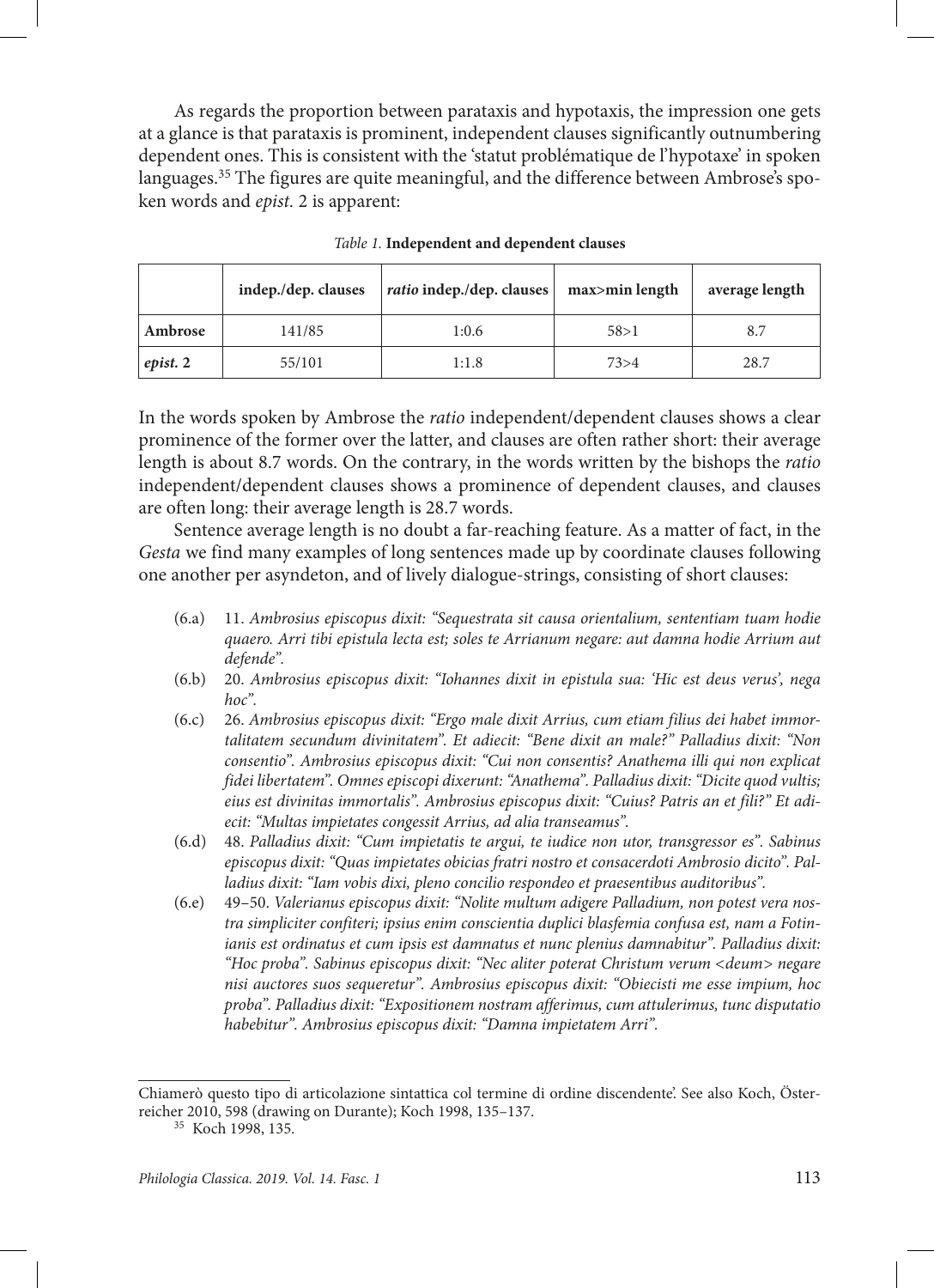As regards the proportion between parataxis and hypotaxis, the impression one gets at a glance is that parataxis is prominent, independent clauses significantly outnumbering dependent ones. This is consistent with the 'statut problématique de l'hypotaxe' in spoken languages.[35] The figures are quite meaningful, and the difference between Ambrose's spoken words and *epist.* 2 is apparent:

*Table 1.* **Independent and dependent clauses**

| | indep./dep. clauses | *ratio* indep./dep. clauses | max>min length | average length |
|---|---|---|---|---|
| **Ambrose** | 141/85 | 1:0.6 | 58>1 | 8.7 |
| ***epist.* 2** | 55/101 | 1:1.8 | 73>4 | 28.7 |

In the words spoken by Ambrose the *ratio* independent/dependent clauses shows a clear prominence of the former over the latter, and clauses are often rather short: their average length is about 8.7 words. On the contrary, in the words written by the bishops the *ratio* independent/dependent clauses shows a prominence of dependent clauses, and clauses are often long: their average length is 28.7 words.

Sentence average length is no doubt a far-reaching feature. As a matter of fact, in the *Gesta* we find many examples of long sentences made up by coordinate clauses following one another per asyndeton, and of lively dialogue-strings, consisting of short clauses:

(6.a) 11. *Ambrosius episcopus dixit: "Sequestrata sit causa orientalium, sententiam tuam hodie quaero. Arri tibi epistula lecta est; soles te Arrianum negare: aut damna hodie Arrium aut defende".*

(6.b) 20. *Ambrosius episcopus dixit: "Iohannes dixit in epistula sua: 'Hic est deus verus', nega hoc".*

(6.c) 26. *Ambrosius episcopus dixit: "Ergo male dixit Arrius, cum etiam filius dei habet immortalitatem secundum divinitatem". Et adiecit: "Bene dixit an male?" Palladius dixit: "Non consentio". Ambrosius episcopus dixit: "Cui non consentis? Anathema illi qui non explicat fidei libertatem". Omnes episcopi dixerunt: "Anathema". Palladius dixit: "Dicite quod vultis; eius est divinitas immortalis". Ambrosius episcopus dixit: "Cuius? Patris an et fili?" Et adiecit: "Multas impietates congessit Arrius, ad alia transeamus".*

(6.d) 48. *Palladius dixit: "Cum impietatis te argui, te iudice non utor, transgressor es". Sabinus episcopus dixit: "Quas impietates obicias fratri nostro et consacerdoti Ambrosio dicito". Palladius dixit: "Iam vobis dixi, pleno concilio respondeo et praesentibus auditoribus".*

(6.e) 49–50. *Valerianus episcopus dixit: "Nolite multum adigere Palladium, non potest vera nostra simpliciter confiteri; ipsius enim conscientia duplici blasfemia confusa est, nam a Fotinianis est ordinatus et cum ipsis est damnatus et nunc plenius damnabitur". Palladius dixit: "Hoc proba". Sabinus episcopus dixit: "Nec aliter poterat Christum verum <deum> negare nisi auctores suos sequeretur". Ambrosius episcopus dixit: "Obiecisti me esse impium, hoc proba". Palladius dixit: "Expositionem nostram afferimus, cum attulerimus, tunc disputatio habebitur". Ambrosius episcopus dixit: "Damna impietatem Arri".*

---

Chiamerò questo tipo di articolazione sintattica col termine di ordine discendente'. See also Koch, Österreicher 2010, 598 (drawing on Durante); Koch 1998, 135–137.

[35] Koch 1998, 135.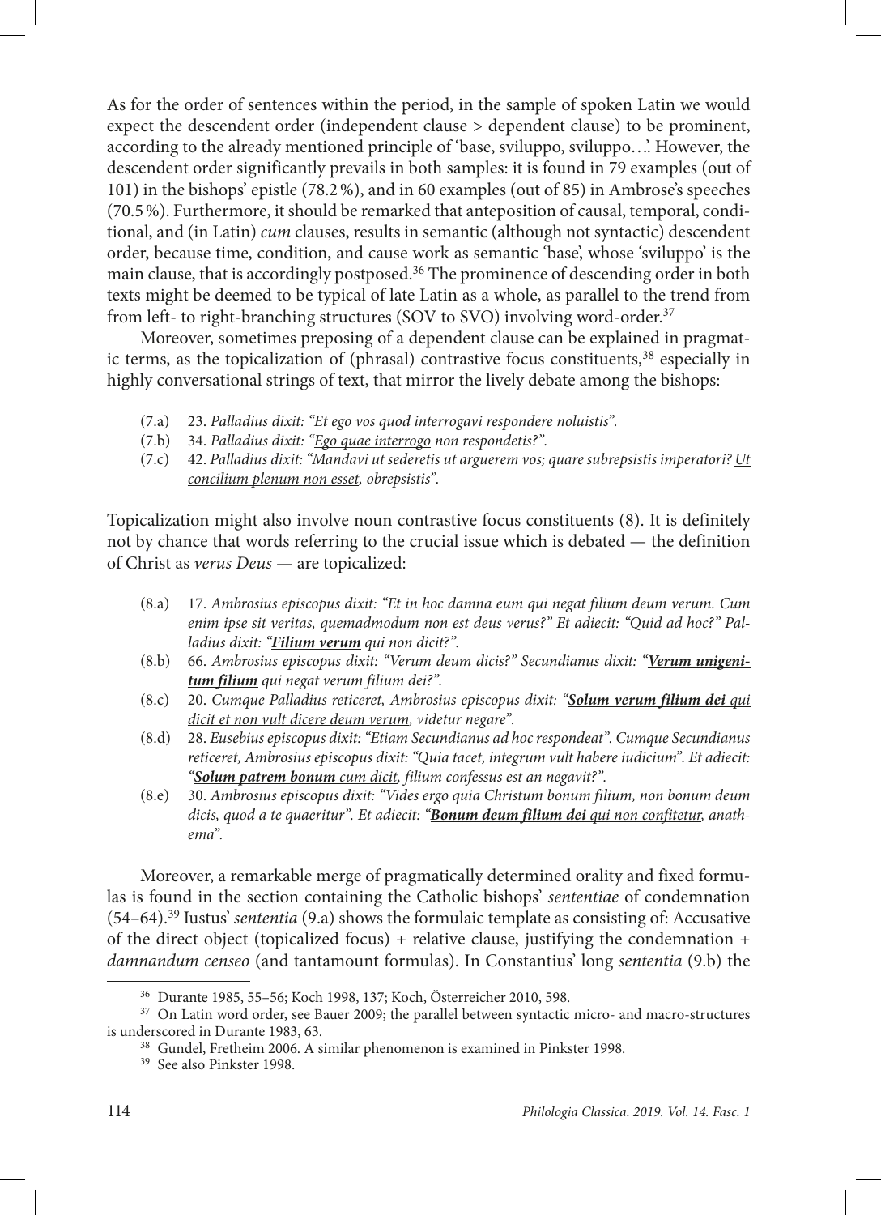As for the order of sentences within the period, in the sample of spoken Latin we would expect the descendent order (independent clause > dependent clause) to be prominent, according to the already mentioned principle of 'base, sviluppo, sviluppo…'. However, the descendent order significantly prevails in both samples: it is found in 79 examples (out of 101) in the bishops' epistle (78.2 %), and in 60 examples (out of 85) in Ambrose's speeches (70.5 %). Furthermore, it should be remarked that anteposition of causal, temporal, conditional, and (in Latin) *cum* clauses, results in semantic (although not syntactic) descendent order, because time, condition, and cause work as semantic 'base', whose 'sviluppo' is the main clause, that is accordingly postposed.[36] The prominence of descending order in both texts might be deemed to be typical of late Latin as a whole, as parallel to the trend from from left- to right-branching structures (SOV to SVO) involving word-order.[37]

Moreover, sometimes preposing of a dependent clause can be explained in pragmatic terms, as the topicalization of (phrasal) contrastive focus constituents,[38] especially in highly conversational strings of text, that mirror the lively debate among the bishops:

(7.a) 23. *Palladius dixit: "<u>Et ego vos quod interrogavi</u> respondere noluistis".*
(7.b) 34. *Palladius dixit: "<u>Ego quae interrogo</u> non respondetis?".*
(7.c) 42. *Palladius dixit: "Mandavi ut sederetis ut arguerem vos; quare subrepsistis imperatori? <u>Ut concilium plenum non esset</u>, obrepsistis".*

Topicalization might also involve noun contrastive focus constituents (8). It is definitely not by chance that words referring to the crucial issue which is debated — the definition of Christ as *verus Deus* — are topicalized:

(8.a) 17. *Ambrosius episcopus dixit: "Et in hoc damna eum qui negat filium deum verum. Cum enim ipse sit veritas, quemadmodum non est deus verus?" Et adiecit: "Quid ad hoc?" Palladius dixit: "**<u>Filium verum</u>** qui non dicit?".*
(8.b) 66. *Ambrosius episcopus dixit: "Verum deum dicis?" Secundianus dixit: "**<u>Verum unigenitum filium</u>** qui negat verum filium dei?".*
(8.c) 20. *Cumque Palladius reticeret, Ambrosius episcopus dixit: "**<u>Solum verum filium dei</u>** <u>qui dicit et non vult dicere deum verum</u>, videtur negare".*
(8.d) 28. *Eusebius episcopus dixit: "Etiam Secundianus ad hoc respondeat". Cumque Secundianus reticeret, Ambrosius episcopus dixit: "Quia tacet, integrum vult habere iudicium". Et adiecit: "**<u>Solum patrem bonum</u>** <u>cum dicit</u>, filium confessus est an negavit?".*
(8.e) 30. *Ambrosius episcopus dixit: "Vides ergo quia Christum bonum filium, non bonum deum dicis, quod a te quaeritur". Et adiecit: "**<u>Bonum deum filium dei</u>** <u>qui non confitetur</u>, anathema".*

Moreover, a remarkable merge of pragmatically determined orality and fixed formulas is found in the section containing the Catholic bishops' *sententiae* of condemnation (54–64).[39] Iustus' *sententia* (9.a) shows the formulaic template as consisting of: Accusative of the direct object (topicalized focus) + relative clause, justifying the condemnation + *damnandum censeo* (and tantamount formulas). In Constantius' long *sententia* (9.b) the

---

[36] Durante 1985, 55–56; Koch 1998, 137; Koch, Österreicher 2010, 598.

[37] On Latin word order, see Bauer 2009; the parallel between syntactic micro- and macro-structures is underscored in Durante 1983, 63.

[38] Gundel, Fretheim 2006. A similar phenomenon is examined in Pinkster 1998.

[39] See also Pinkster 1998.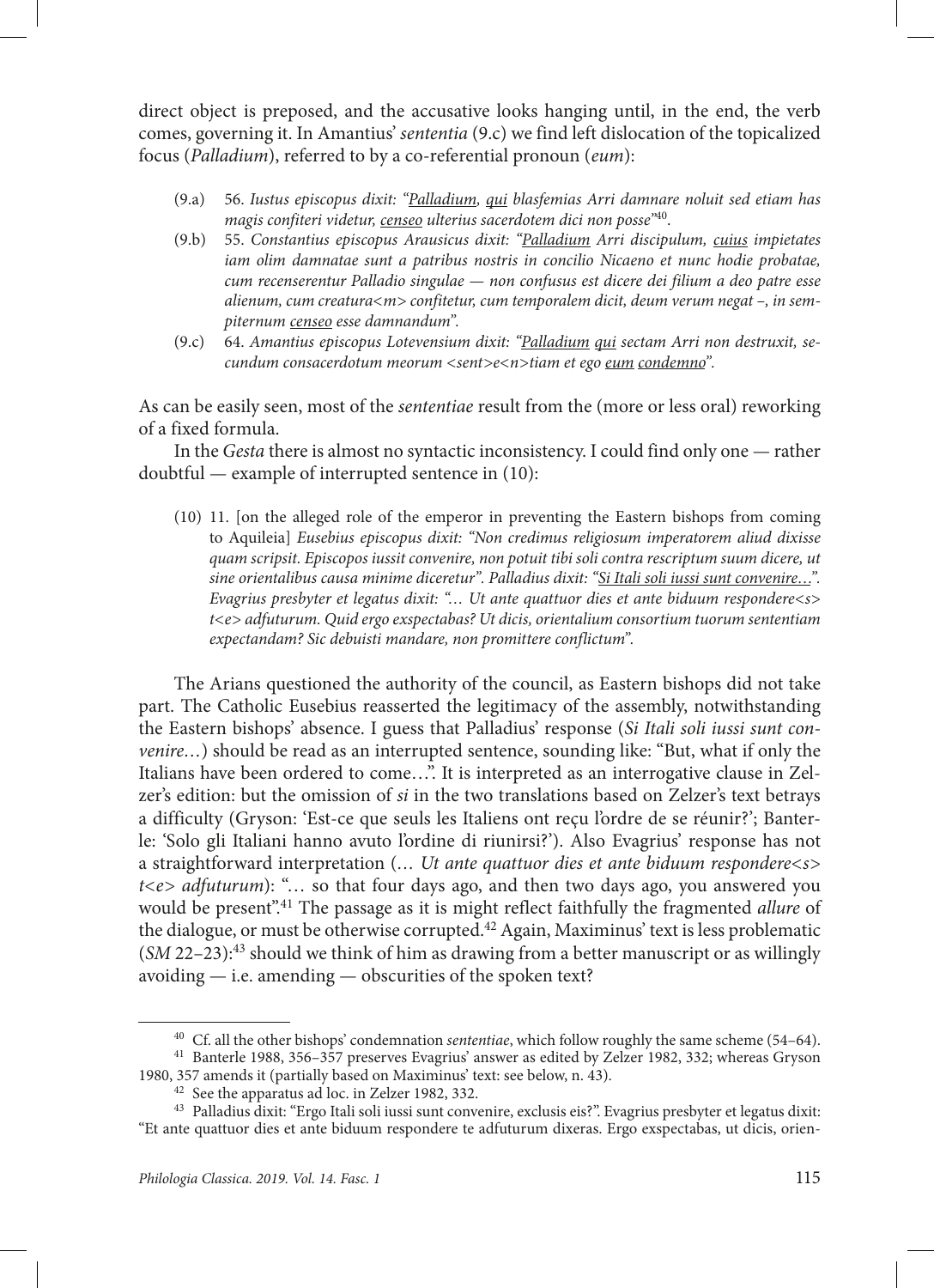direct object is preposed, and the accusative looks hanging until, in the end, the verb comes, governing it. In Amantius' *sententia* (9.c) we find left dislocation of the topicalized focus (*Palladium*), referred to by a co-referential pronoun (*eum*):

> (9.a) 56. *Iustus episcopus dixit: "<u>Palladium</u>, <u>qui</u> blasfemias Arri damnare noluit sed etiam has magis confiteri videtur, <u>censeo</u> ulterius sacerdotem dici non posse"*[40].
>
> (9.b) 55. *Constantius episcopus Arausicus dixit: "<u>Palladium</u> Arri discipulum, <u>cuius</u> impietates iam olim damnatae sunt a patribus nostris in concilio Nicaeno et nunc hodie probatae, cum recenserentur Palladio singulae — non confusus est dicere dei filium a deo patre esse alienum, cum creatura<m> confitetur, cum temporalem dicit, deum verum negat –, in sempiternum <u>censeo</u> esse damnandum".*
>
> (9.c) 64. *Amantius episcopus Lotevensium dixit: "<u>Palladium</u> <u>qui</u> sectam Arri non destruxit, secundum consacerdotum meorum <sent>e<n>tiam et ego <u>eum</u> <u>condemno</u>".*

As can be easily seen, most of the *sententiae* result from the (more or less oral) reworking of a fixed formula.

In the *Gesta* there is almost no syntactic inconsistency. I could find only one — rather doubtful — example of interrupted sentence in (10):

> (10) 11. [on the alleged role of the emperor in preventing the Eastern bishops from coming to Aquileia] *Eusebius episcopus dixit: "Non credimus religiosum imperatorem aliud dixisse quam scripsit. Episcopos iussit convenire, non potuit tibi soli contra rescriptum suum dicere, ut sine orientalibus causa minime diceretur". Palladius dixit: "<u>Si Itali soli iussi sunt convenire…</u>". Evagrius presbyter et legatus dixit: "… Ut ante quattuor dies et ante biduum respondere<s> t<e> adfuturum. Quid ergo exspectabas? Ut dicis, orientalium consortium tuorum sententiam expectandam? Sic debuisti mandare, non promittere conflictum".*

The Arians questioned the authority of the council, as Eastern bishops did not take part. The Catholic Eusebius reasserted the legitimacy of the assembly, notwithstanding the Eastern bishops' absence. I guess that Palladius' response (*Si Itali soli iussi sunt convenire…*) should be read as an interrupted sentence, sounding like: "But, what if only the Italians have been ordered to come…". It is interpreted as an interrogative clause in Zelzer's edition: but the omission of *si* in the two translations based on Zelzer's text betrays a difficulty (Gryson: 'Est-ce que seuls les Italiens ont reçu l'ordre de se réunir?'; Banterle: 'Solo gli Italiani hanno avuto l'ordine di riunirsi?'). Also Evagrius' response has not a straightforward interpretation (… *Ut ante quattuor dies et ante biduum respondere<s> t<e> adfuturum*): "… so that four days ago, and then two days ago, you answered you would be present".[41] The passage as it is might reflect faithfully the fragmented *allure* of the dialogue, or must be otherwise corrupted.[42] Again, Maximinus' text is less problematic (*SM* 22–23):[43] should we think of him as drawing from a better manuscript or as willingly avoiding — i.e. amending — obscurities of the spoken text?

---

[40] Cf. all the other bishops' condemnation *sententiae*, which follow roughly the same scheme (54–64).

[41] Banterle 1988, 356–357 preserves Evagrius' answer as edited by Zelzer 1982, 332; whereas Gryson 1980, 357 amends it (partially based on Maximinus' text: see below, n. 43).

[42] See the apparatus ad loc. in Zelzer 1982, 332.

[43] Palladius dixit: "Ergo Itali soli iussi sunt convenire, exclusis eis?". Evagrius presbyter et legatus dixit: "Et ante quattuor dies et ante biduum respondere te adfuturum dixeras. Ergo exspectabas, ut dicis, orien-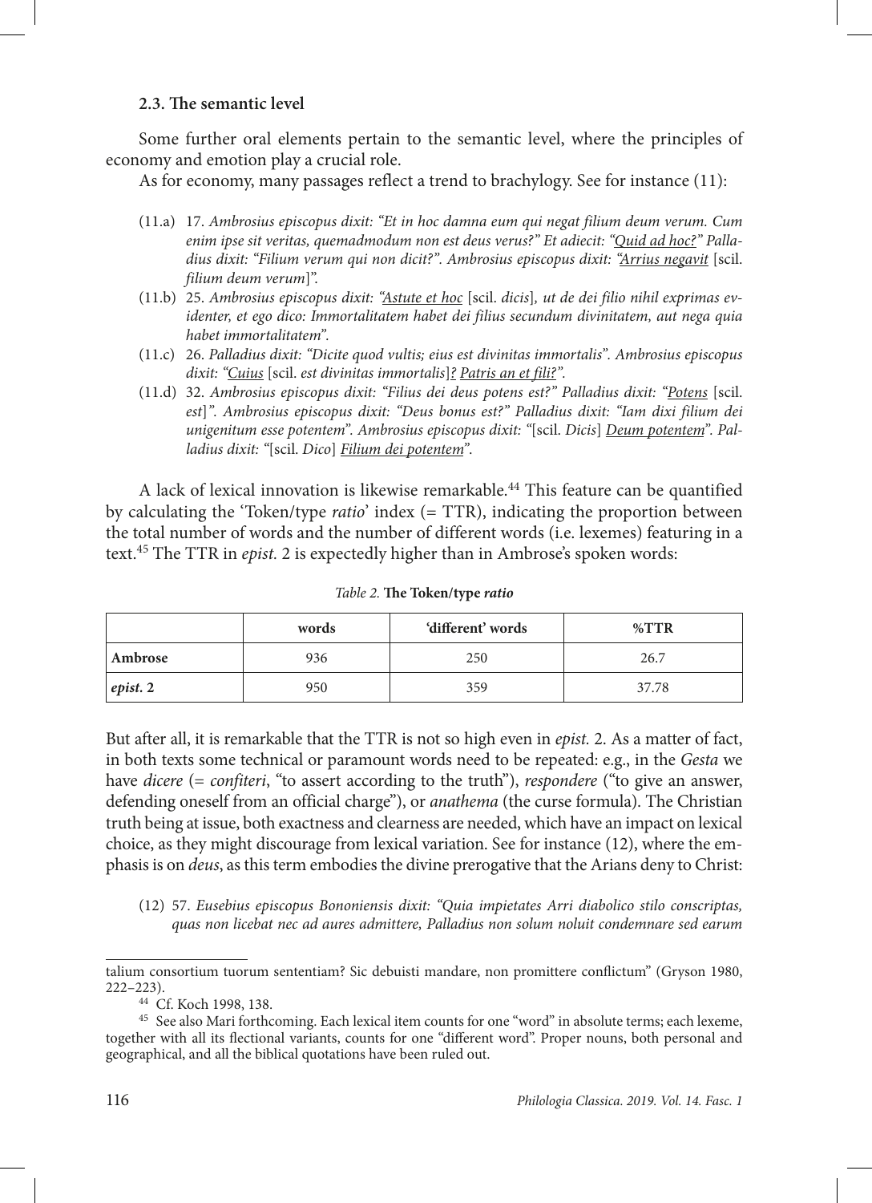### 2.3. The semantic level

Some further oral elements pertain to the semantic level, where the principles of economy and emotion play a crucial role.

As for economy, many passages reflect a trend to brachylogy. See for instance (11):

(11.a) 17. *Ambrosius episcopus dixit: "Et in hoc damna eum qui negat filium deum verum. Cum enim ipse sit veritas, quemadmodum non est deus verus?" Et adiecit: "<u>Quid ad hoc?</u>" Palladius dixit: "Filium verum qui non dicit?". Ambrosius episcopus dixit: "<u>Arrius negavit</u>* [scil. *filium deum verum*]".

(11.b) 25. *Ambrosius episcopus dixit: "<u>Astute et hoc</u>* [scil. *dicis*]*, ut de dei filio nihil exprimas evidenter, et ego dico: Immortalitatem habet dei filius secundum divinitatem, aut nega quia habet immortalitatem".*

(11.c) 26. *Palladius dixit: "Dicite quod vultis; eius est divinitas immortalis". Ambrosius episcopus dixit: "<u>Cuius</u>* [scil. *est divinitas immortalis*]*<u>?</u> <u>Patris an et fili?</u>".*

(11.d) 32. *Ambrosius episcopus dixit: "Filius dei deus potens est?" Palladius dixit: "<u>Potens</u>* [scil. *est*]*". Ambrosius episcopus dixit: "Deus bonus est?" Palladius dixit: "Iam dixi filium dei unigenitum esse potentem". Ambrosius episcopus dixit: "*[scil. *Dicis*] *<u>Deum potentem</u>". Palladius dixit: "*[scil. *Dico*] *<u>Filium dei potentem</u>".*

A lack of lexical innovation is likewise remarkable.[44] This feature can be quantified by calculating the 'Token/type *ratio*' index (= TTR), indicating the proportion between the total number of words and the number of different words (i.e. lexemes) featuring in a text.[45] The TTR in *epist.* 2 is expectedly higher than in Ambrose's spoken words:

*Table 2.* **The Token/type *ratio***

| | words | 'different' words | %TTR |
|---|---|---|---|
| **Ambrose** | 936 | 250 | 26.7 |
| ***epist.* 2** | 950 | 359 | 37.78 |

But after all, it is remarkable that the TTR is not so high even in *epist.* 2. As a matter of fact, in both texts some technical or paramount words need to be repeated: e.g., in the *Gesta* we have *dicere* (= *confiteri*, "to assert according to the truth"), *respondere* ("to give an answer, defending oneself from an official charge"), or *anathema* (the curse formula). The Christian truth being at issue, both exactness and clearness are needed, which have an impact on lexical choice, as they might discourage from lexical variation. See for instance (12), where the emphasis is on *deus*, as this term embodies the divine prerogative that the Arians deny to Christ:

(12) 57. *Eusebius episcopus Bononiensis dixit: "Quia impietates Arri diabolico stilo conscriptas, quas non licebat nec ad aures admittere, Palladius non solum noluit condemnare sed earum*

---

talium consortium tuorum sententiam? Sic debuisti mandare, non promittere conflictum" (Gryson 1980, 222–223).

[44] Cf. Koch 1998, 138.

[45] See also Mari forthcoming. Each lexical item counts for one "word" in absolute terms; each lexeme, together with all its flectional variants, counts for one "different word". Proper nouns, both personal and geographical, and all the biblical quotations have been ruled out.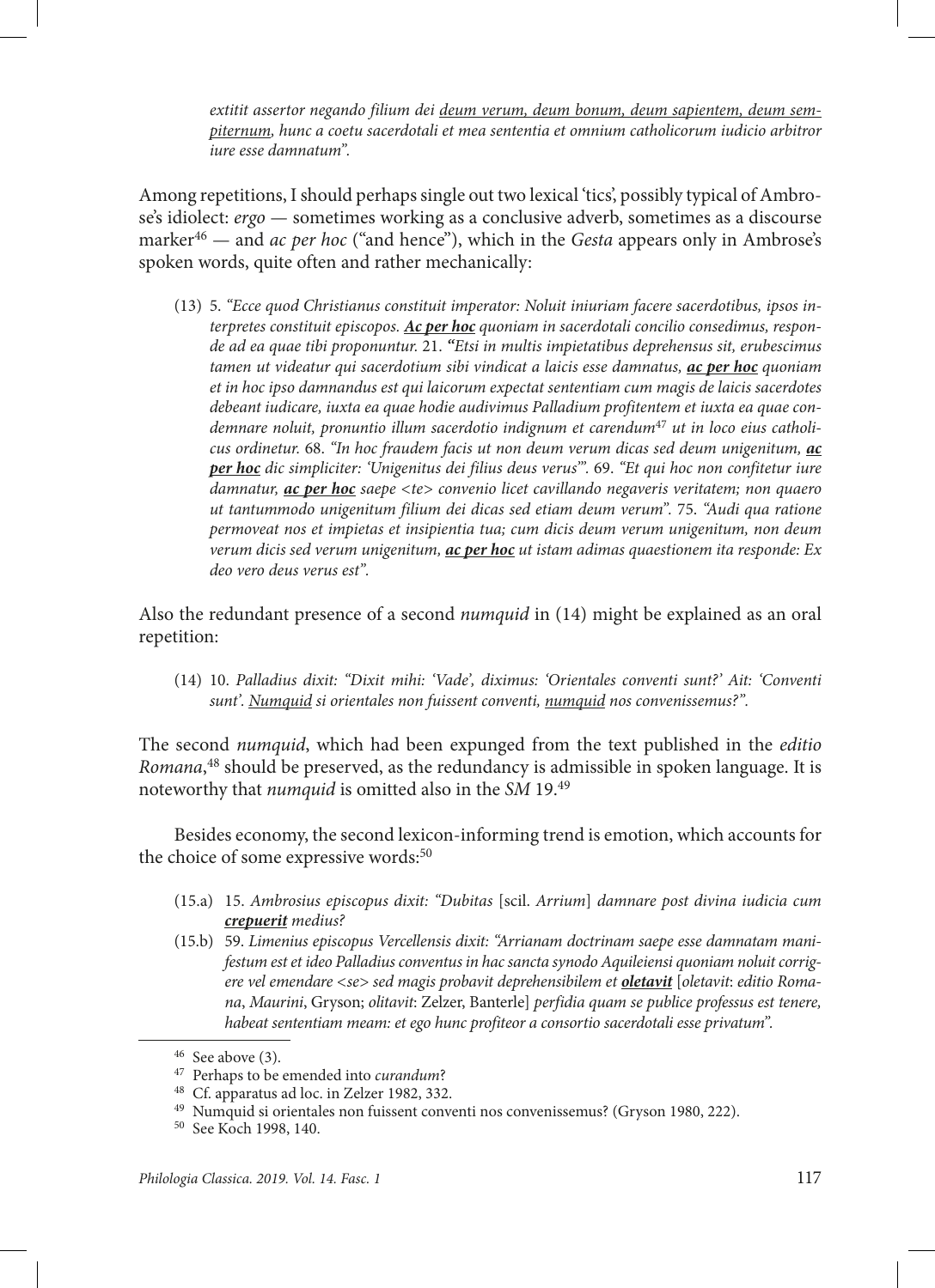*extitit assertor negando filium dei <u>deum verum, deum bonum, deum sapientem, deum sempiternum</u>, hunc a coetu sacerdotali et mea sententia et omnium catholicorum iudicio arbitror iure esse damnatum".*

Among repetitions, I should perhaps single out two lexical 'tics', possibly typical of Ambrose's idiolect: *ergo* — sometimes working as a conclusive adverb, sometimes as a discourse marker[46] — and *ac per hoc* ("and hence"), which in the *Gesta* appears only in Ambrose's spoken words, quite often and rather mechanically:

(13) 5. *"Ecce quod Christianus constituit imperator: Noluit iniuriam facere sacerdotibus, ipsos interpretes constituit episcopos. <u>**Ac per hoc**</u> quoniam in sacerdotali concilio consedimus, responde ad ea quae tibi proponuntur.* 21. *"Etsi in multis impietatibus deprehensus sit, erubescimus tamen ut videatur qui sacerdotium sibi vindicat a laicis esse damnatus, <u>**ac per hoc**</u> quoniam et in hoc ipso damnandus est qui laicorum expectat sententiam cum magis de laicis sacerdotes debeant iudicare, iuxta ea quae hodie audivimus Palladium profitentem et iuxta ea quae condemnare noluit, pronuntio illum sacerdotio indignum et carendum*[47] *ut in loco eius catholicus ordinetur.* 68. *"In hoc fraudem facis ut non deum verum dicas sed deum unigenitum, <u>**ac per hoc**</u> dic simpliciter: 'Unigenitus dei filius deus verus'".* 69. *"Et qui hoc non confitetur iure damnatur, <u>**ac per hoc**</u> saepe <te> convenio licet cavillando negaveris veritatem; non quaero ut tantummodo unigenitum filium dei dicas sed etiam deum verum".* 75. *"Audi qua ratione permoveat nos et impietas et insipientia tua; cum dicis deum verum unigenitum, non deum verum dicis sed verum unigenitum, <u>**ac per hoc**</u> ut istam adimas quaestionem ita responde: Ex deo vero deus verus est".*

Also the redundant presence of a second *numquid* in (14) might be explained as an oral repetition:

(14) 10. *Palladius dixit: "Dixit mihi: 'Vade', diximus: 'Orientales conventi sunt?' Ait: 'Conventi sunt'. <u>Numquid</u> si orientales non fuissent conventi, <u>numquid</u> nos convenissemus?".*

The second *numquid*, which had been expunged from the text published in the *editio Romana*,[48] should be preserved, as the redundancy is admissible in spoken language. It is noteworthy that *numquid* is omitted also in the *SM* 19.[49]

Besides economy, the second lexicon-informing trend is emotion, which accounts for the choice of some expressive words:[50]

(15.a) 15. *Ambrosius episcopus dixit: "Dubitas* [scil. *Arrium*] *damnare post divina iudicia cum <u>**crepuerit**</u> medius?*

(15.b) 59. *Limenius episcopus Vercellensis dixit: "Arrianam doctrinam saepe esse damnatam manifestum est et ideo Palladius conventus in hac sancta synodo Aquileiensi quoniam noluit corrigere vel emendare <se> sed magis probavit deprehensibilem et <u>**oletavit**</u>* [*oletavit*: *editio Romana*, *Maurini*, Gryson; *olitavit*: Zelzer, Banterle] *perfidia quam se publice professus est tenere, habeat sententiam meam: et ego hunc profiteor a consortio sacerdotali esse privatum".*

---

[46] See above (3).

[47] Perhaps to be emended into *curandum*?

[48] Cf. apparatus ad loc. in Zelzer 1982, 332.

[49] Numquid si orientales non fuissent conventi nos convenissemus? (Gryson 1980, 222).

[50] See Koch 1998, 140.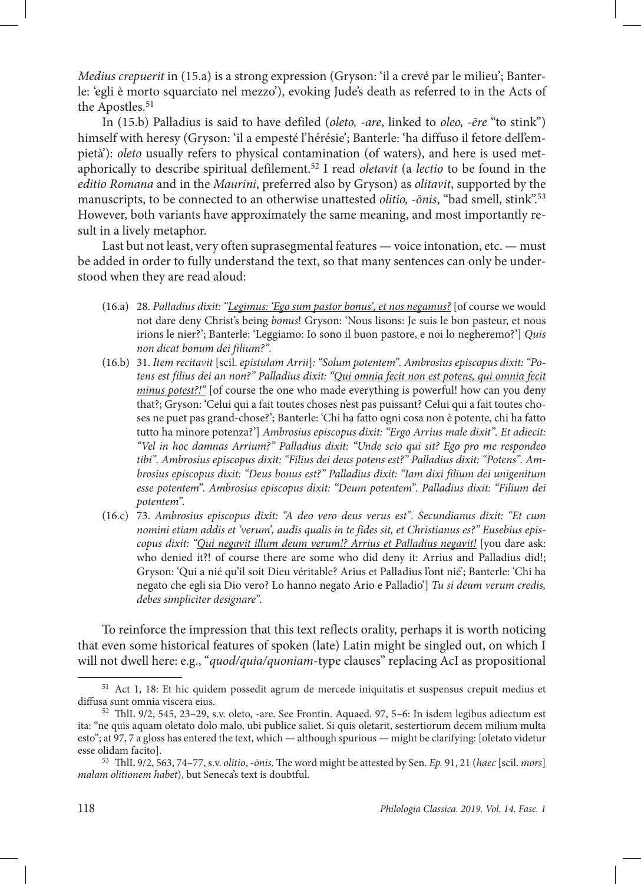*Medius crepuerit* in (15.a) is a strong expression (Gryson: 'il a crevé par le milieu'; Banterle: 'egli è morto squarciato nel mezzo'), evoking Jude's death as referred to in the Acts of the Apostles.[51]

In (15.b) Palladius is said to have defiled (*oleto, -are*, linked to *oleo, -ēre* "to stink") himself with heresy (Gryson: 'il a empesté l'hérésie'; Banterle: 'ha diffuso il fetore dell'empietà'): *oleto* usually refers to physical contamination (of waters), and here is used metaphorically to describe spiritual defilement.[52] I read *oletavit* (a *lectio* to be found in the *editio Romana* and in the *Maurini*, preferred also by Gryson) as *olitavit*, supported by the manuscripts, to be connected to an otherwise unattested *olitio, -ōnis*, "bad smell, stink".[53] However, both variants have approximately the same meaning, and most importantly result in a lively metaphor.

Last but not least, very often suprasegmental features — voice intonation, etc. — must be added in order to fully understand the text, so that many sentences can only be understood when they are read aloud:

(16.a) 28. *Palladius dixit: "Legimus: 'Ego sum pastor bonus', et nos negamus?* [of course we would not dare deny Christ's being *bonus*! Gryson: 'Nous lisons: Je suis le bon pasteur, et nous irions le nier?'; Banterle: 'Leggiamo: Io sono il buon pastore, e noi lo negheremo?'] *Quis non dicat bonum dei filium?".*

(16.b) 31. *Item recitavit* [scil. *epistulam Arrii*]: *"Solum potentem". Ambrosius episcopus dixit: "Potens est filius dei an non?" Palladius dixit: "Qui omnia fecit non est potens, qui omnia fecit minus potest?!"* [of course the one who made everything is powerful! how can you deny that?; Gryson: 'Celui qui a fait toutes choses n'est pas puissant? Celui qui a fait toutes choses ne puet pas grand-chose?'; Banterle: 'Chi ha fatto ogni cosa non è potente, chi ha fatto tutto ha minore potenza?'] *Ambrosius episcopus dixit: "Ergo Arrius male dixit". Et adiecit: "Vel in hoc damnas Arrium?" Palladius dixit: "Unde scio qui sit? Ego pro me respondeo tibi". Ambrosius episcopus dixit: "Filius dei deus potens est?" Palladius dixit: "Potens". Ambrosius episcopus dixit: "Deus bonus est?" Palladius dixit: "Iam dixi filium dei unigenitum esse potentem". Ambrosius episcopus dixit: "Deum potentem". Palladius dixit: "Filium dei potentem".*

(16.c) 73. *Ambrosius episcopus dixit: "A deo vero deus verus est". Secundianus dixit: "Et cum nomini etiam addis et 'verum', audis qualis in te fides sit, et Christianus es?" Eusebius episcopus dixit: "Qui negavit illum deum verum!? Arrius et Palladius negavit!* [you dare ask: who denied it?! of course there are some who did deny it: Arrius and Palladius did!; Gryson: 'Qui a nié qu'il soit Dieu véritable? Arius et Palladius l'ont nié'; Banterle: 'Chi ha negato che egli sia Dio vero? Lo hanno negato Ario e Palladio'] *Tu si deum verum credis, debes simpliciter designare".*

To reinforce the impression that this text reflects orality, perhaps it is worth noticing that even some historical features of spoken (late) Latin might be singled out, on which I will not dwell here: e.g., "*quod/quia/quoniam*-type clauses" replacing AcI as propositional

---

[51] Act 1, 18: Et hic quidem possedit agrum de mercede iniquitatis et suspensus crepuit medius et diffusa sunt omnia viscera eius.

[52] ThlL 9/2, 545, 23–29, s.v. oleto, -are. See Frontin. Aquaed. 97, 5–6: In isdem legibus adiectum est ita: "ne quis aquam oletato dolo malo, ubi publice saliet. Si quis oletarit, sestertiorum decem milium multa esto"; at 97, 7 a gloss has entered the text, which — although spurious — might be clarifying: [oletato videtur esse olidam facito].

[53] ThlL 9/2, 563, 74–77, s.v. *olitio*, *-ōnis*. The word might be attested by Sen. *Ep.* 91, 21 (*haec* [scil. *mors*] *malam olitionem habet*), but Seneca's text is doubtful.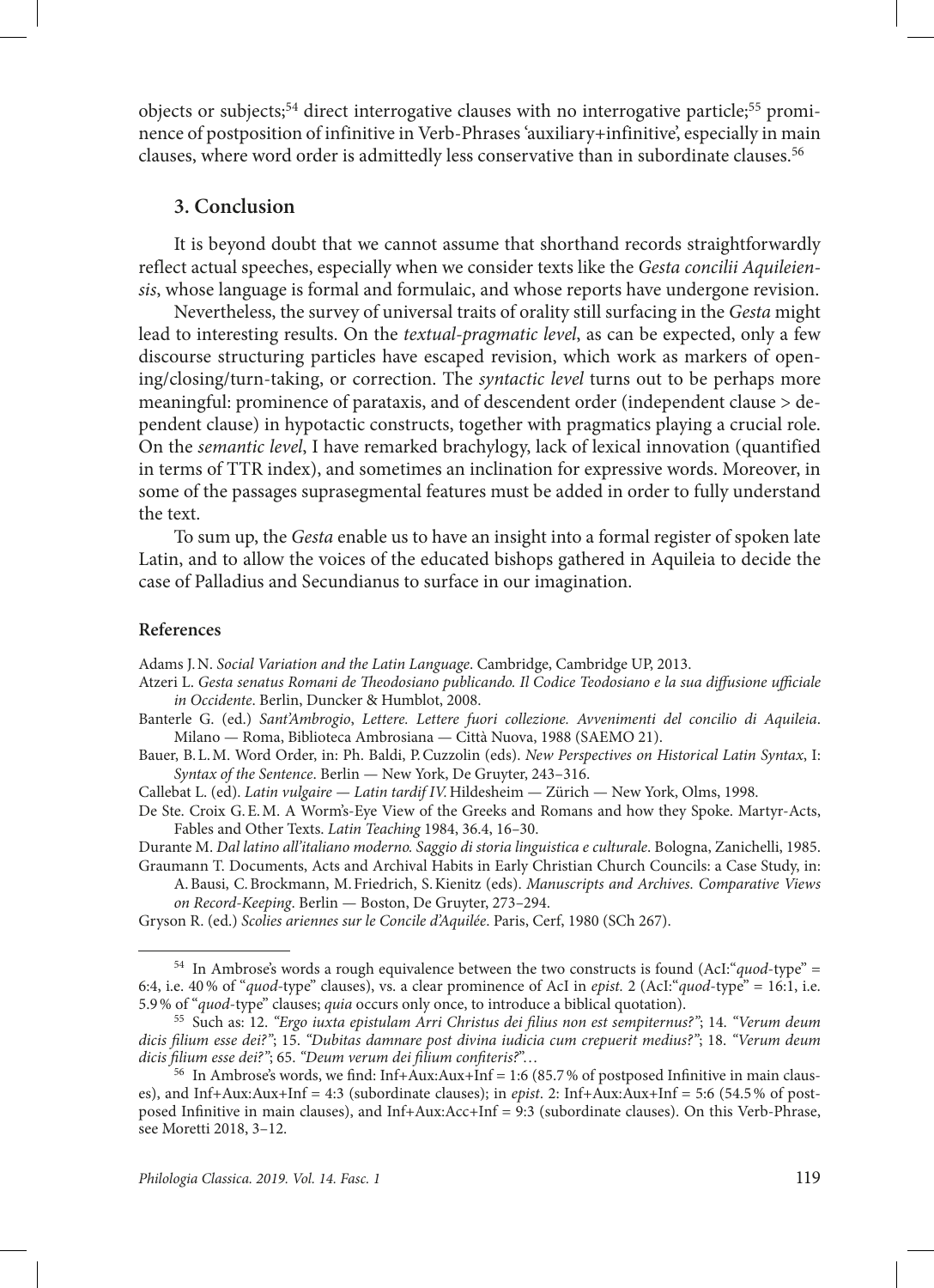objects or subjects;[54] direct interrogative clauses with no interrogative particle;[55] prominence of postposition of infinitive in Verb-Phrases 'auxiliary+infinitive', especially in main clauses, where word order is admittedly less conservative than in subordinate clauses.[56]

## 3. Conclusion

It is beyond doubt that we cannot assume that shorthand records straightforwardly reflect actual speeches, especially when we consider texts like the *Gesta concilii Aquileiensis*, whose language is formal and formulaic, and whose reports have undergone revision.

Nevertheless, the survey of universal traits of orality still surfacing in the *Gesta* might lead to interesting results. On the *textual-pragmatic level*, as can be expected, only a few discourse structuring particles have escaped revision, which work as markers of opening/closing/turn-taking, or correction. The *syntactic level* turns out to be perhaps more meaningful: prominence of parataxis, and of descendent order (independent clause > dependent clause) in hypotactic constructs, together with pragmatics playing a crucial role. On the *semantic level*, I have remarked brachylogy, lack of lexical innovation (quantified in terms of TTR index), and sometimes an inclination for expressive words. Moreover, in some of the passages suprasegmental features must be added in order to fully understand the text.

To sum up, the *Gesta* enable us to have an insight into a formal register of spoken late Latin, and to allow the voices of the educated bishops gathered in Aquileia to decide the case of Palladius and Secundianus to surface in our imagination.

### References

Adams J.N. *Social Variation and the Latin Language*. Cambridge, Cambridge UP, 2013.

Atzeri L. *Gesta senatus Romani de Theodosiano publicando. Il Codice Teodosiano e la sua diffusione ufficiale in Occidente*. Berlin, Duncker & Humblot, 2008.

Banterle G. (ed.) *Sant'Ambrogio*, *Lettere. Lettere fuori collezione. Avvenimenti del concilio di Aquileia*. Milano — Roma, Biblioteca Ambrosiana — Città Nuova, 1988 (SAEMO 21).

Bauer, B.L.M. Word Order, in: Ph. Baldi, P.Cuzzolin (eds). *New Perspectives on Historical Latin Syntax*, I: *Syntax of the Sentence*. Berlin — New York, De Gruyter, 243–316.

Callebat L. (ed). *Latin vulgaire — Latin tardif IV.* Hildesheim — Zürich — New York, Olms, 1998.

De Ste. Croix G.E.M. A Worm's-Eye View of the Greeks and Romans and how they Spoke. Martyr-Acts, Fables and Other Texts. *Latin Teaching* 1984, 36.4, 16–30.

Durante M. *Dal latino all'italiano moderno. Saggio di storia linguistica e culturale*. Bologna, Zanichelli, 1985.

Graumann T. Documents, Acts and Archival Habits in Early Christian Church Councils: a Case Study, in: A.Bausi, C.Brockmann, M.Friedrich, S.Kienitz (eds). *Manuscripts and Archives. Comparative Views on Record-Keeping*. Berlin — Boston, De Gruyter, 273–294.

Gryson R. (ed.) *Scolies ariennes sur le Concile d'Aquilée*. Paris, Cerf, 1980 (SCh 267).

---

[54] In Ambrose's words a rough equivalence between the two constructs is found (AcI:"*quod*-type" = 6:4, i.e. 40% of "*quod*-type" clauses), vs. a clear prominence of AcI in *epist.* 2 (AcI:"*quod*-type" = 16:1, i.e. 5.9% of "*quod*-type" clauses; *quia* occurs only once, to introduce a biblical quotation).

[55] Such as: 12. *"Ergo iuxta epistulam Arri Christus dei filius non est sempiternus?"*; 14. *"Verum deum dicis filium esse dei?"*; 15. *"Dubitas damnare post divina iudicia cum crepuerit medius?"*; 18. *"Verum deum dicis filium esse dei?"*; 65. *"Deum verum dei filium confiteris?"*…

[56] In Ambrose's words, we find: Inf+Aux:Aux+Inf = 1:6 (85.7% of postposed Infinitive in main clauses), and Inf+Aux:Aux+Inf = 4:3 (subordinate clauses); in *epist*. 2: Inf+Aux:Aux+Inf = 5:6 (54.5% of postposed Infinitive in main clauses), and Inf+Aux:Acc+Inf = 9:3 (subordinate clauses). On this Verb-Phrase, see Moretti 2018, 3–12.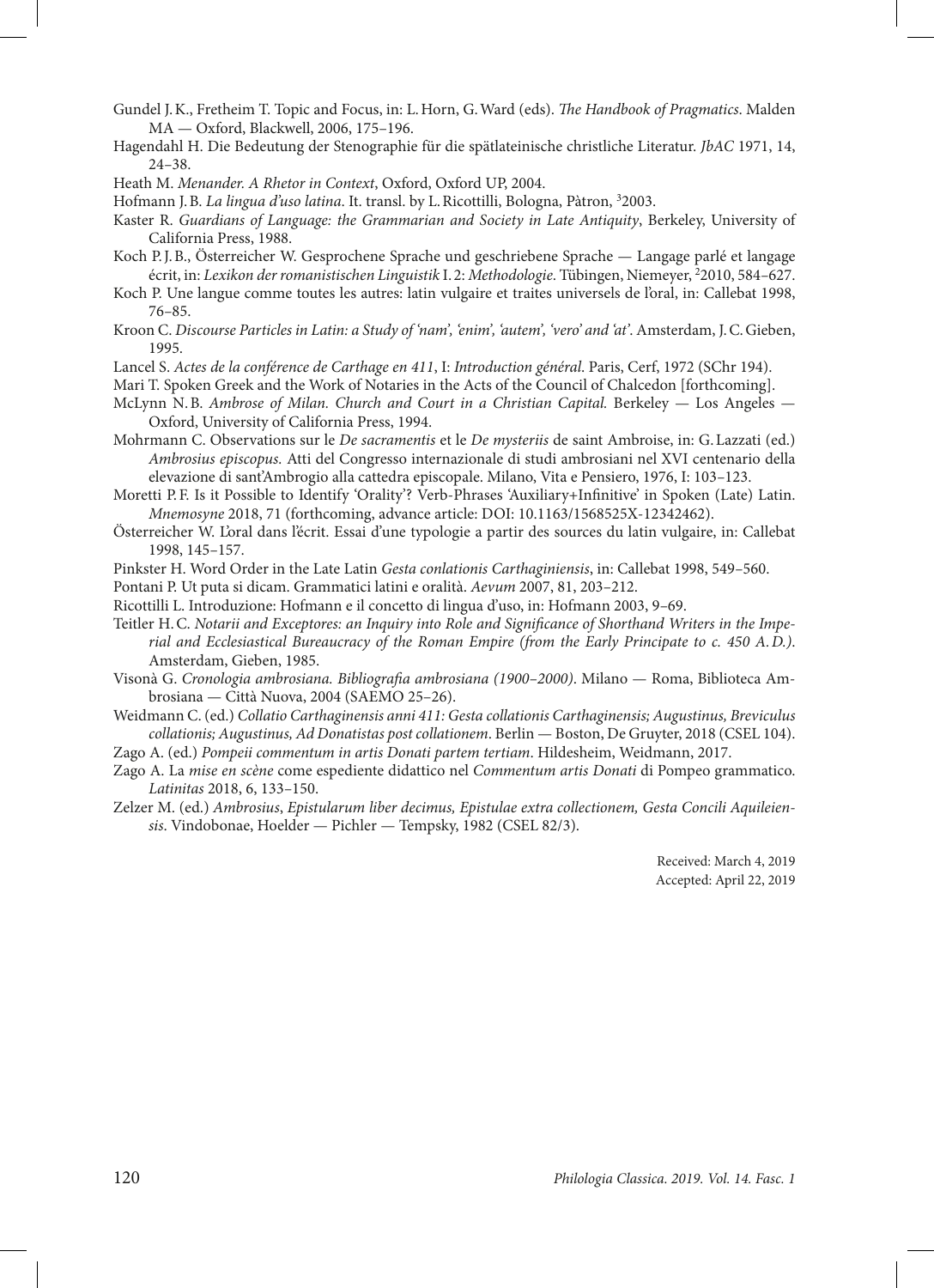Gundel J. K., Fretheim T. Topic and Focus, in: L. Horn, G. Ward (eds). *The Handbook of Pragmatics*. Malden MA — Oxford, Blackwell, 2006, 175–196.

Hagendahl H. Die Bedeutung der Stenographie für die spätlateinische christliche Literatur. *JbAC* 1971, 14, 24–38.

Heath M. *Menander. A Rhetor in Context*, Oxford, Oxford UP, 2004.

Hofmann J. B. *La lingua d'uso latina*. It. transl. by L. Ricottilli, Bologna, Pàtron, [3]2003.

Kaster R. *Guardians of Language: the Grammarian and Society in Late Antiquity*, Berkeley, University of California Press, 1988.

Koch P. J. B., Österreicher W. Gesprochene Sprache und geschriebene Sprache — Langage parlé et langage écrit, in: *Lexikon der romanistischen Linguistik* I. 2: *Methodologie*. Tübingen, Niemeyer, [2]2010, 584–627.

Koch P. Une langue comme toutes les autres: latin vulgaire et traites universels de l'oral, in: Callebat 1998, 76–85.

Kroon C. *Discourse Particles in Latin: a Study of 'nam', 'enim', 'autem', 'vero' and 'at'*. Amsterdam, J. C. Gieben, 1995.

Lancel S. *Actes de la conférence de Carthage en 411*, I: *Introduction général*. Paris, Cerf, 1972 (SChr 194).

Mari T. Spoken Greek and the Work of Notaries in the Acts of the Council of Chalcedon [forthcoming].

McLynn N. B. *Ambrose of Milan. Church and Court in a Christian Capital.* Berkeley — Los Angeles — Oxford, University of California Press, 1994.

Mohrmann C. Observations sur le *De sacramentis* et le *De mysteriis* de saint Ambroise, in: G. Lazzati (ed.) *Ambrosius episcopus.* Atti del Congresso internazionale di studi ambrosiani nel XVI centenario della elevazione di sant'Ambrogio alla cattedra episcopale. Milano, Vita e Pensiero, 1976, I: 103–123.

Moretti P. F. Is it Possible to Identify 'Orality'? Verb-Phrases 'Auxiliary+Infinitive' in Spoken (Late) Latin. *Mnemosyne* 2018, 71 (forthcoming, advance article: DOI: 10.1163/1568525X-12342462).

Österreicher W. L'oral dans l'écrit. Essai d'une typologie a partir des sources du latin vulgaire, in: Callebat 1998, 145–157.

Pinkster H. Word Order in the Late Latin *Gesta conlationis Carthaginiensis*, in: Callebat 1998, 549–560.

Pontani P. Ut puta si dicam. Grammatici latini e oralità. *Aevum* 2007, 81, 203–212.

Ricottilli L. Introduzione: Hofmann e il concetto di lingua d'uso, in: Hofmann 2003, 9–69.

Teitler H. C. *Notarii and Exceptores: an Inquiry into Role and Significance of Shorthand Writers in the Imperial and Ecclesiastical Bureaucracy of the Roman Empire (from the Early Principate to c. 450 A. D.)*. Amsterdam, Gieben, 1985.

Visonà G. *Cronologia ambrosiana. Bibliografia ambrosiana (1900–2000)*. Milano — Roma, Biblioteca Ambrosiana — Città Nuova, 2004 (SAEMO 25–26).

Weidmann C. (ed.) *Collatio Carthaginensis anni 411: Gesta collationis Carthaginensis; Augustinus, Breviculus collationis; Augustinus, Ad Donatistas post collationem*. Berlin — Boston, De Gruyter, 2018 (CSEL 104).

Zago A. (ed.) *Pompeii commentum in artis Donati partem tertiam*. Hildesheim, Weidmann, 2017.

Zago A. La *mise en scène* come espediente didattico nel *Commentum artis Donati* di Pompeo grammatico. *Latinitas* 2018, 6, 133–150.

Zelzer M. (ed.) *Ambrosius*, *Epistularum liber decimus, Epistulae extra collectionem, Gesta Concili Aquileiensis*. Vindobonae, Hoelder — Pichler — Tempsky, 1982 (CSEL 82/3).

Received: March 4, 2019
Accepted: April 22, 2019